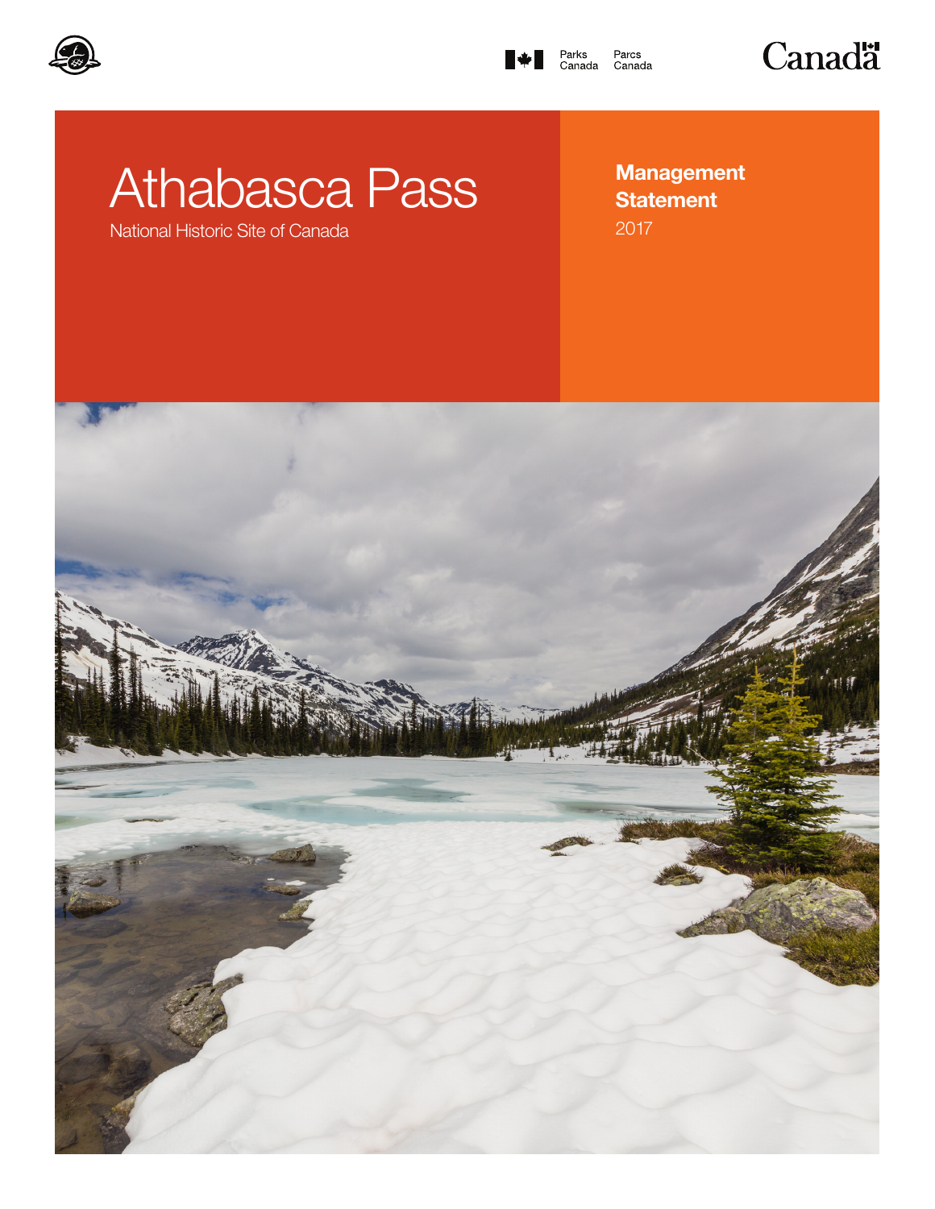Parks Canada | Parcs Canada

Canada

# Athabasca Pass

National Historic Site of Canada

## Management Statement

2017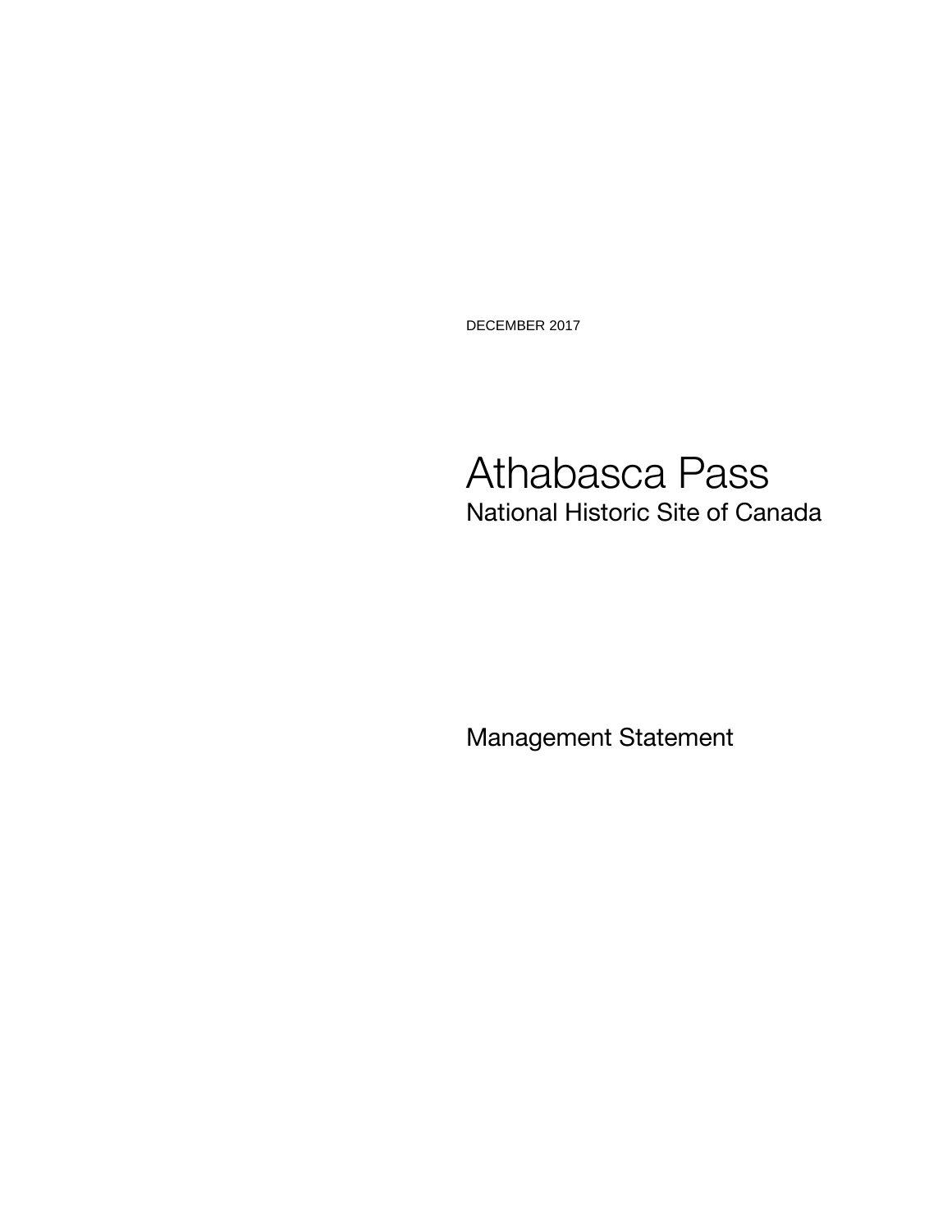DECEMBER 2017

# Athabasca Pass

## National Historic Site of Canada

Management Statement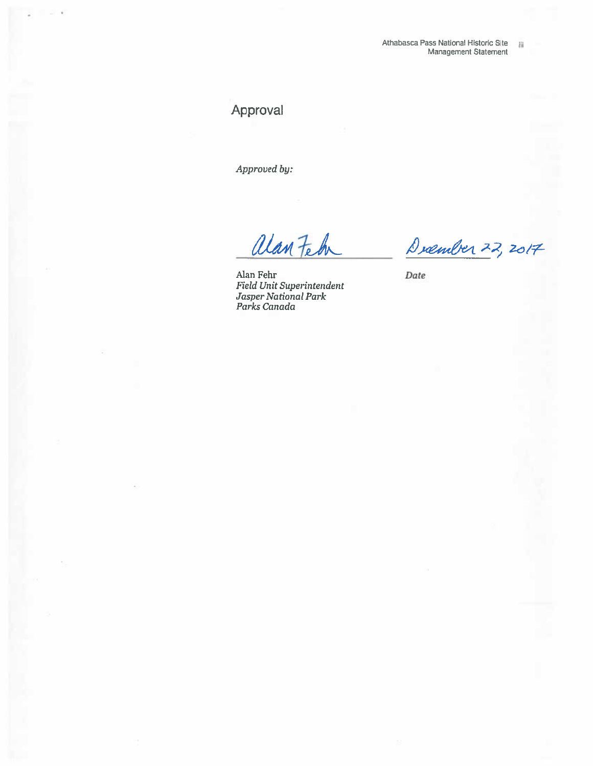# Approval

*Approved by:*

Alan Fehr

December 22, 2017

Alan Fehr
*Field Unit Superintendent*
*Jasper National Park*
*Parks Canada*

*Date*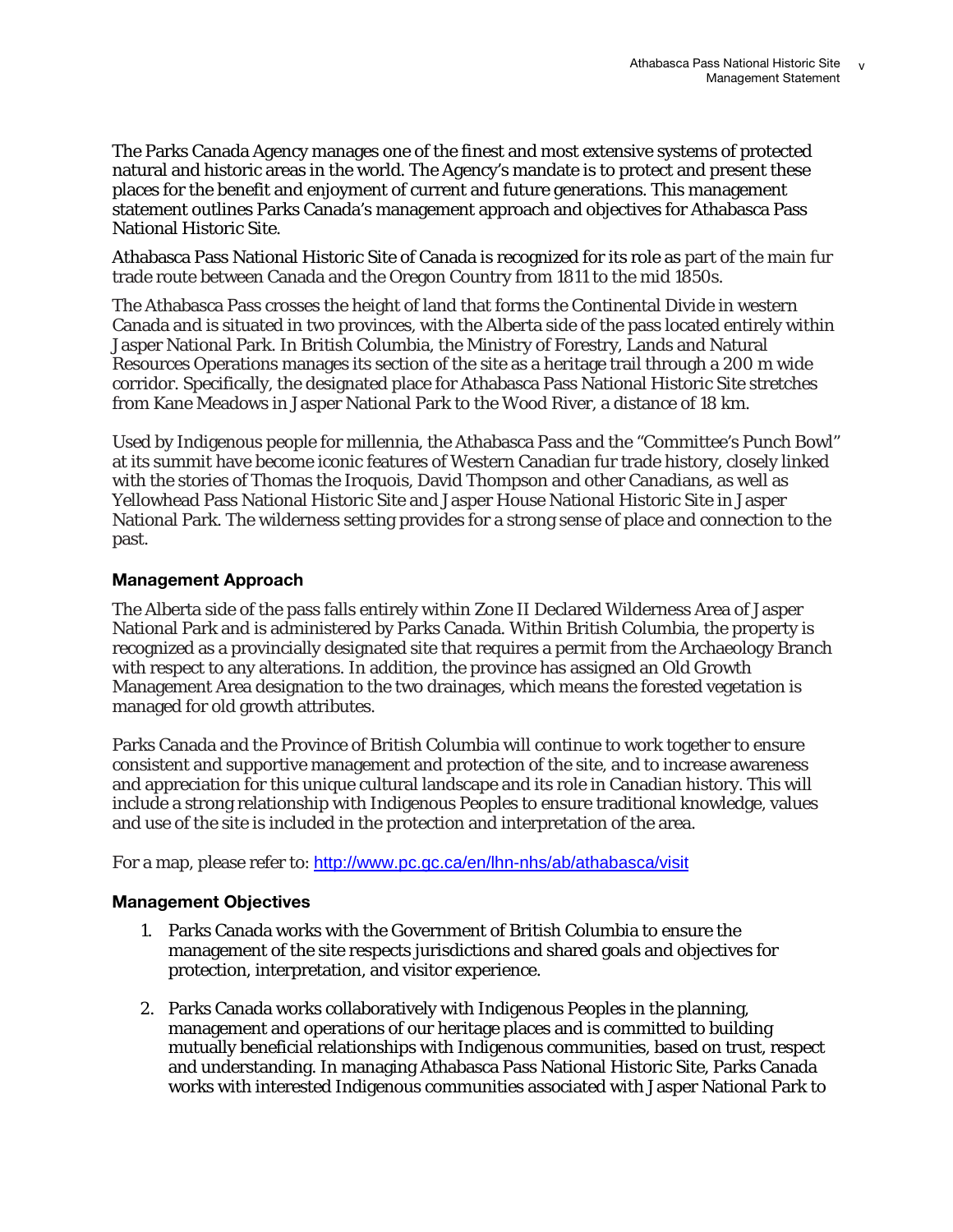The Parks Canada Agency manages one of the finest and most extensive systems of protected natural and historic areas in the world. The Agency's mandate is to protect and present these places for the benefit and enjoyment of current and future generations. This management statement outlines Parks Canada's management approach and objectives for Athabasca Pass National Historic Site.

Athabasca Pass National Historic Site of Canada is recognized for its role as part of the main fur trade route between Canada and the Oregon Country from 1811 to the mid 1850s.

The Athabasca Pass crosses the height of land that forms the Continental Divide in western Canada and is situated in two provinces, with the Alberta side of the pass located entirely within Jasper National Park. In British Columbia, the Ministry of Forestry, Lands and Natural Resources Operations manages its section of the site as a heritage trail through a 200 m wide corridor. Specifically, the designated place for Athabasca Pass National Historic Site stretches from Kane Meadows in Jasper National Park to the Wood River, a distance of 18 km.

Used by Indigenous people for millennia, the Athabasca Pass and the "Committee's Punch Bowl" at its summit have become iconic features of Western Canadian fur trade history, closely linked with the stories of Thomas the Iroquois, David Thompson and other Canadians, as well as Yellowhead Pass National Historic Site and Jasper House National Historic Site in Jasper National Park. The wilderness setting provides for a strong sense of place and connection to the past.

## Management Approach

The Alberta side of the pass falls entirely within Zone II Declared Wilderness Area of Jasper National Park and is administered by Parks Canada. Within British Columbia, the property is recognized as a provincially designated site that requires a permit from the Archaeology Branch with respect to any alterations. In addition, the province has assigned an Old Growth Management Area designation to the two drainages, which means the forested vegetation is managed for old growth attributes.

Parks Canada and the Province of British Columbia will continue to work together to ensure consistent and supportive management and protection of the site, and to increase awareness and appreciation for this unique cultural landscape and its role in Canadian history. This will include a strong relationship with Indigenous Peoples to ensure traditional knowledge, values and use of the site is included in the protection and interpretation of the area.

For a map, please refer to: http://www.pc.gc.ca/en/lhn-nhs/ab/athabasca/visit

## Management Objectives

1. Parks Canada works with the Government of British Columbia to ensure the management of the site respects jurisdictions and shared goals and objectives for protection, interpretation, and visitor experience.

2. Parks Canada works collaboratively with Indigenous Peoples in the planning, management and operations of our heritage places and is committed to building mutually beneficial relationships with Indigenous communities, based on trust, respect and understanding. In managing Athabasca Pass National Historic Site, Parks Canada works with interested Indigenous communities associated with Jasper National Park to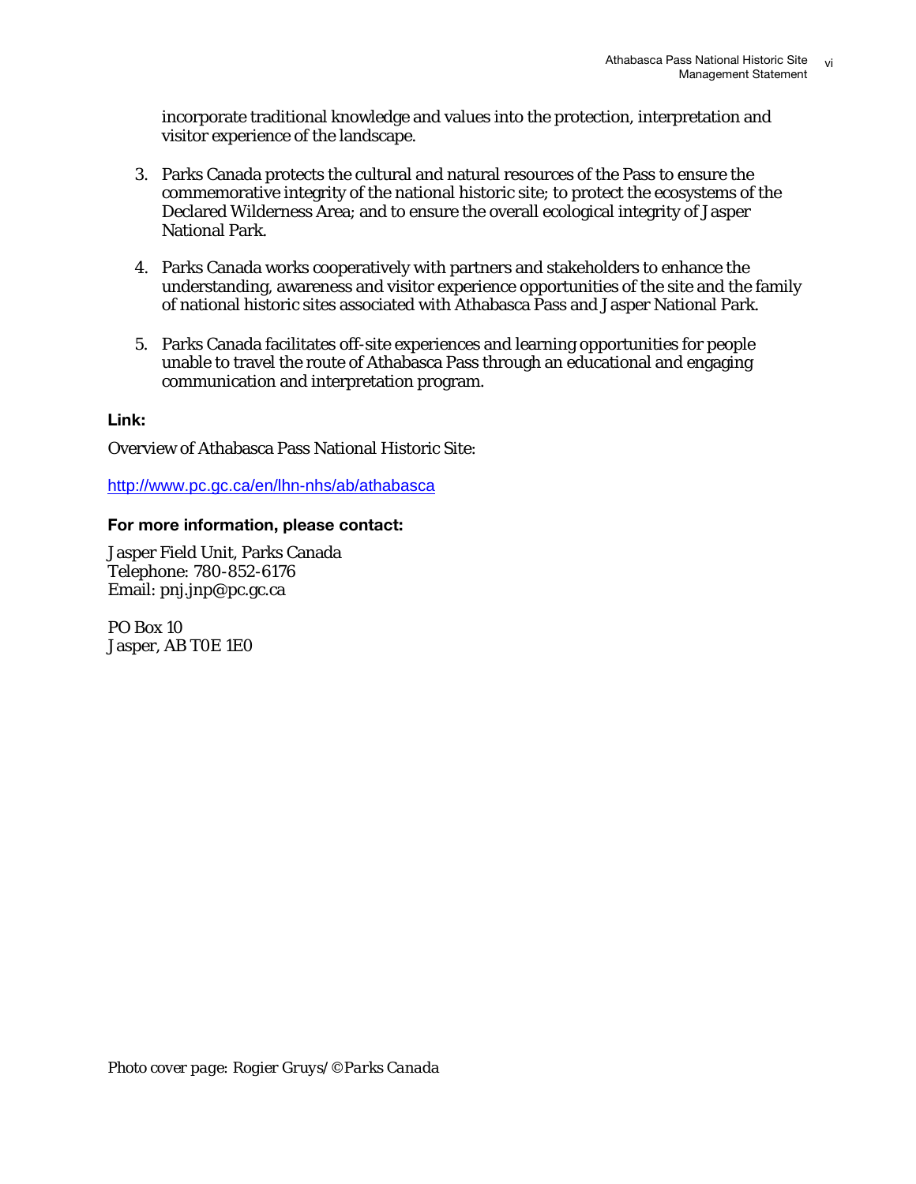incorporate traditional knowledge and values into the protection, interpretation and visitor experience of the landscape.

3. Parks Canada protects the cultural and natural resources of the Pass to ensure the commemorative integrity of the national historic site; to protect the ecosystems of the Declared Wilderness Area; and to ensure the overall ecological integrity of Jasper National Park.

4. Parks Canada works cooperatively with partners and stakeholders to enhance the understanding, awareness and visitor experience opportunities of the site and the family of national historic sites associated with Athabasca Pass and Jasper National Park.

5. Parks Canada facilitates off-site experiences and learning opportunities for people unable to travel the route of Athabasca Pass through an educational and engaging communication and interpretation program.

**Link:**

Overview of Athabasca Pass National Historic Site:

http://www.pc.gc.ca/en/lhn-nhs/ab/athabasca

**For more information, please contact:**

Jasper Field Unit, Parks Canada
Telephone: 780-852-6176
Email: pnj.jnp@pc.gc.ca

PO Box 10
Jasper, AB T0E 1E0

*Photo cover page: Rogier Gruys/© Parks Canada*